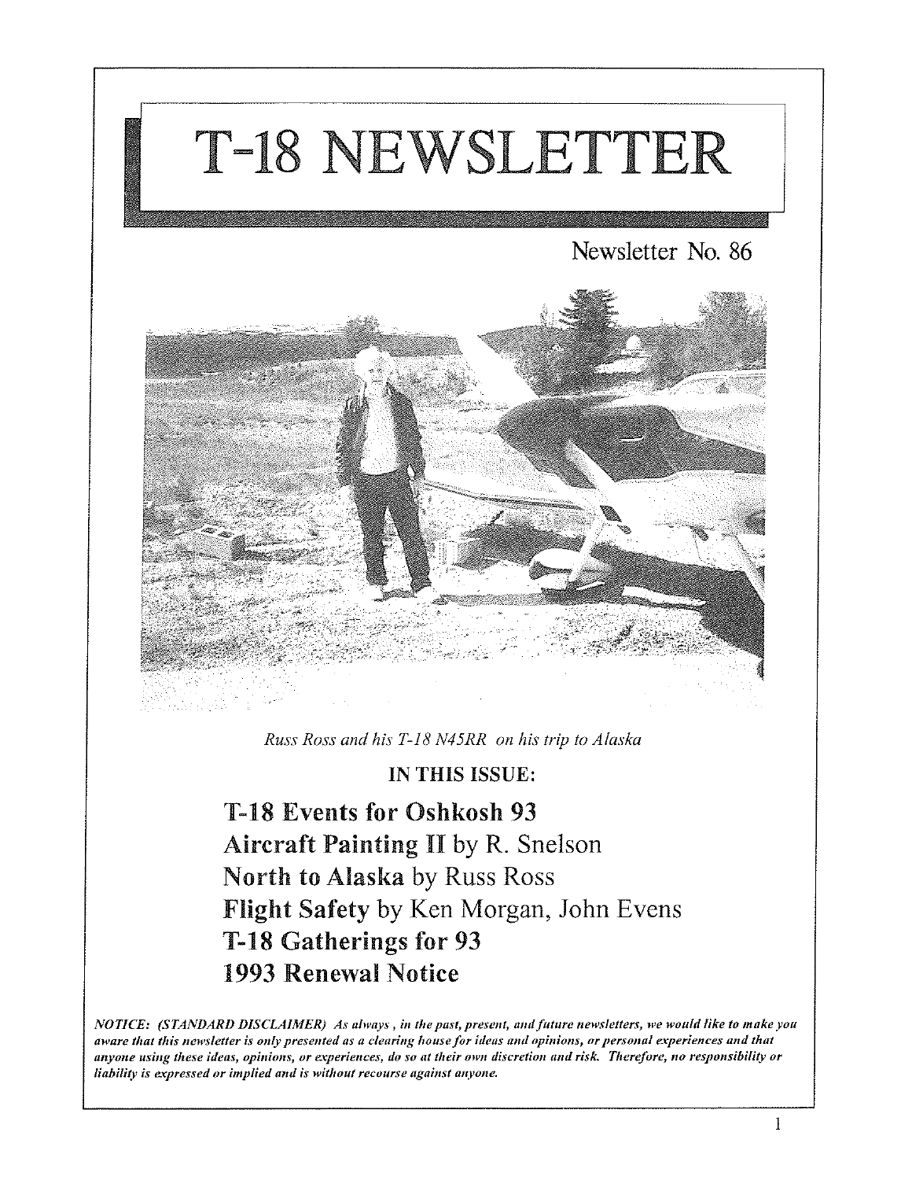# T-18 NEWSLETTER

Newsletter No. 86

*Russ Ross and his T-18 N45RR on his trip to Alaska*

**IN THIS ISSUE:**

**T-18 Events for Oshkosh 93**

**Aircraft Painting II** by R. Snelson

**North to Alaska** by Russ Ross

**Flight Safety** by Ken Morgan, John Evens

**T-18 Gatherings for 93**

**1993 Renewal Notice**

***NOTICE: (STANDARD DISCLAIMER) As always , in the past, present, and future newsletters, we would like to make you aware that this newsletter is only presented as a clearing house for ideas and opinions, or personal experiences and that anyone using these ideas, opinions, or experiences, do so at their own discretion and risk. Therefore, no responsibility or liability is expressed or implied and is without recourse against anyone.***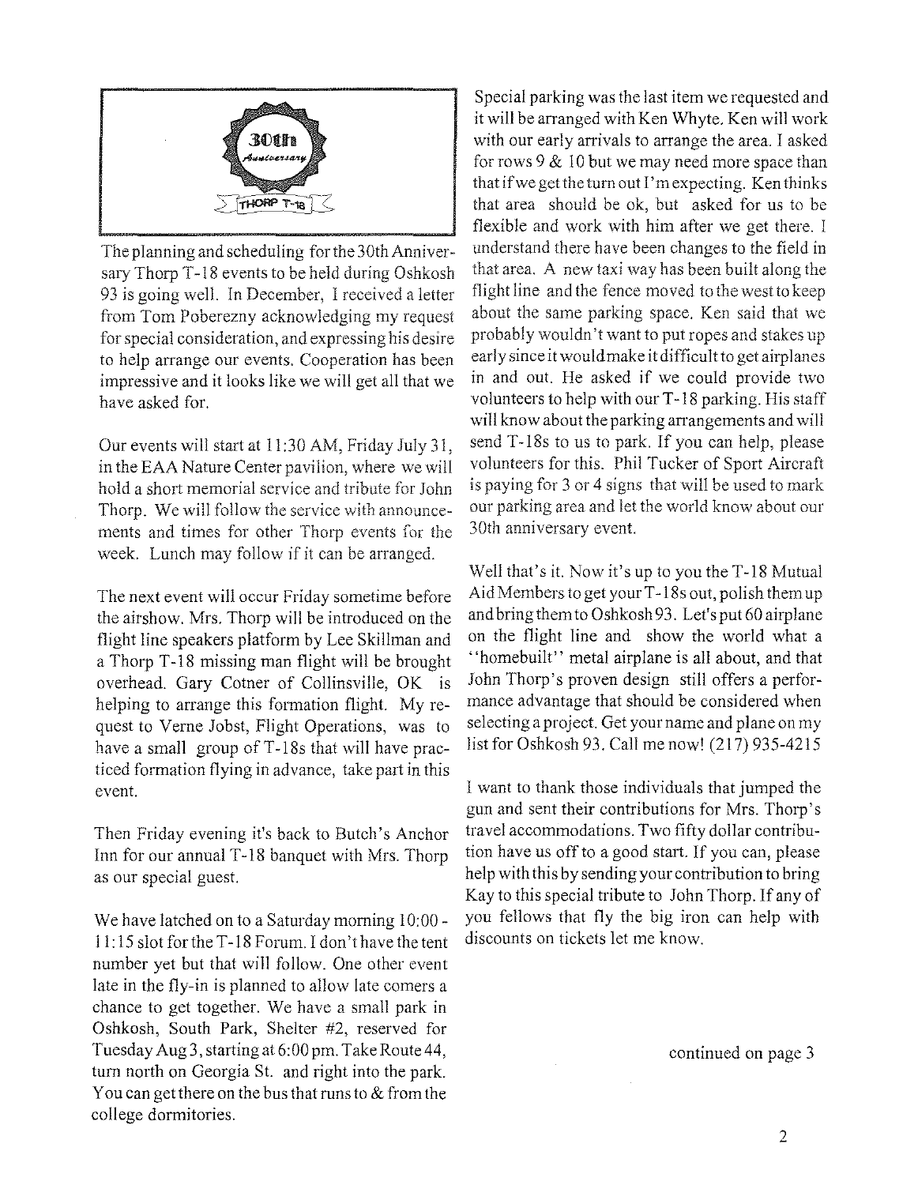The planning and scheduling for the 30th Anniversary Thorp T-18 events to be held during Oshkosh 93 is going well. In December, I received a letter from Tom Poberezny acknowledging my request for special consideration, and expressing his desire to help arrange our events. Cooperation has been impressive and it looks like we will get all that we have asked for.

Our events will start at 11:30 AM, Friday July 31, in the EAA Nature Center pavilion, where we will hold a short memorial service and tribute for John Thorp. We will follow the service with announcements and times for other Thorp events for the week. Lunch may follow if it can be arranged.

The next event will occur Friday sometime before the airshow. Mrs. Thorp will be introduced on the flight line speakers platform by Lee Skillman and a Thorp T-18 missing man flight will be brought overhead. Gary Cotner of Collinsville, OK is helping to arrange this formation flight. My request to Verne Jobst, Flight Operations, was to have a small group of T-18s that will have practiced formation flying in advance, take part in this event.

Then Friday evening it's back to Butch's Anchor Inn for our annual T-18 banquet with Mrs. Thorp as our special guest.

We have latched on to a Saturday morning 10:00 - 11:15 slot for the T-18 Forum. I don't have the tent number yet but that will follow. One other event late in the fly-in is planned to allow late comers a chance to get together. We have a small park in Oshkosh, South Park, Shelter #2, reserved for Tuesday Aug 3, starting at 6:00 pm. Take Route 44, turn north on Georgia St. and right into the park. You can get there on the bus that runs to & from the college dormitories.

Special parking was the last item we requested and it will be arranged with Ken Whyte. Ken will work with our early arrivals to arrange the area. I asked for rows 9 & 10 but we may need more space than that if we get the turn out I'm expecting. Ken thinks that area should be ok, but asked for us to be flexible and work with him after we get there. I understand there have been changes to the field in that area. A new taxi way has been built along the flight line and the fence moved to the west to keep about the same parking space. Ken said that we probably wouldn't want to put ropes and stakes up early since it would make it difficult to get airplanes in and out. He asked if we could provide two volunteers to help with our T-18 parking. His staff will know about the parking arrangements and will send T-18s to us to park. If you can help, please volunteers for this. Phil Tucker of Sport Aircraft is paying for 3 or 4 signs that will be used to mark our parking area and let the world know about our 30th anniversary event.

Well that's it. Now it's up to you the T-18 Mutual Aid Members to get your T-18s out, polish them up and bring them to Oshkosh 93. Let's put 60 airplane on the flight line and show the world what a "homebuilt" metal airplane is all about, and that John Thorp's proven design still offers a performance advantage that should be considered when selecting a project. Get your name and plane on my list for Oshkosh 93. Call me now! (217) 935-4215

I want to thank those individuals that jumped the gun and sent their contributions for Mrs. Thorp's travel accommodations. Two fifty dollar contribution have us off to a good start. If you can, please help with this by sending your contribution to bring Kay to this special tribute to John Thorp. If any of you fellows that fly the big iron can help with discounts on tickets let me know.

continued on page 3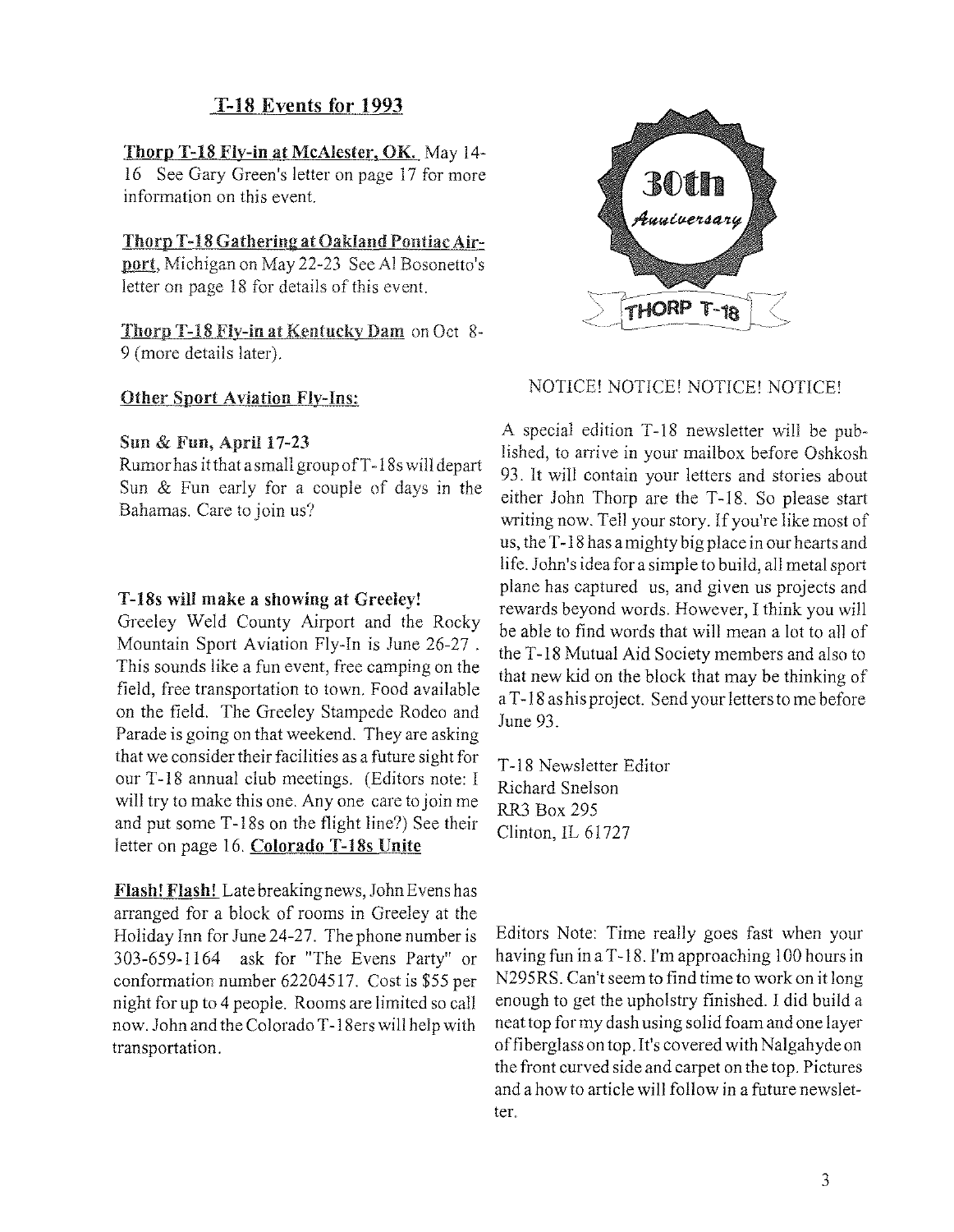## T-18 Events for 1993

**Thorp T-18 Fly-in at McAlester, OK.** May 14-16 See Gary Green's letter on page 17 for more information on this event.

**Thorp T-18 Gathering at Oakland Pontiac Airport**, Michigan on May 22-23 See Al Bosonetto's letter on page 18 for details of this event.

**Thorp T-18 Fly-in at Kentucky Dam** on Oct 8-9 (more details later).

**Other Sport Aviation Fly-Ins:**

**Sun & Fun, April 17-23**
Rumor has it that a small group of T-18s will depart Sun & Fun early for a couple of days in the Bahamas. Care to join us?

**T-18s will make a showing at Greeley!**
Greeley Weld County Airport and the Rocky Mountain Sport Aviation Fly-In is June 26-27 . This sounds like a fun event, free camping on the field, free transportation to town. Food available on the field. The Greeley Stampede Rodeo and Parade is going on that weekend. They are asking that we consider their facilities as a future sight for our T-18 annual club meetings. (Editors note: I will try to make this one. Any one care to join me and put some T-18s on the flight line?) See their letter on page 16. **Colorado T-18s Unite**

**Flash! Flash!** Late breaking news, John Evens has arranged for a block of rooms in Greeley at the Holiday Inn for June 24-27. The phone number is 303-659-1164 ask for "The Evens Party" or conformation number 62204517. Cost is $55 per night for up to 4 people. Rooms are limited so call now. John and the Colorado T-18ers will help with transportation.

30th Anniversary
THORP T-18

NOTICE! NOTICE! NOTICE! NOTICE!

A special edition T-18 newsletter will be published, to arrive in your mailbox before Oshkosh 93. It will contain your letters and stories about either John Thorp are the T-18. So please start writing now. Tell your story. If you're like most of us, the T-18 has a mighty big place in our hearts and life. John's idea for a simple to build, all metal sport plane has captured us, and given us projects and rewards beyond words. However, I think you will be able to find words that will mean a lot to all of the T-18 Mutual Aid Society members and also to that new kid on the block that may be thinking of a T-18 as his project. Send your letters to me before June 93.

T-18 Newsletter Editor
Richard Snelson
RR3 Box 295
Clinton, IL 61727

Editors Note: Time really goes fast when your having fun in a T-18. I'm approaching 100 hours in N295RS. Can't seem to find time to work on it long enough to get the upholstry finished. I did build a neat top for my dash using solid foam and one layer of fiberglass on top. It's covered with Nalgahyde on the front curved side and carpet on the top. Pictures and a how to article will follow in a future newsletter.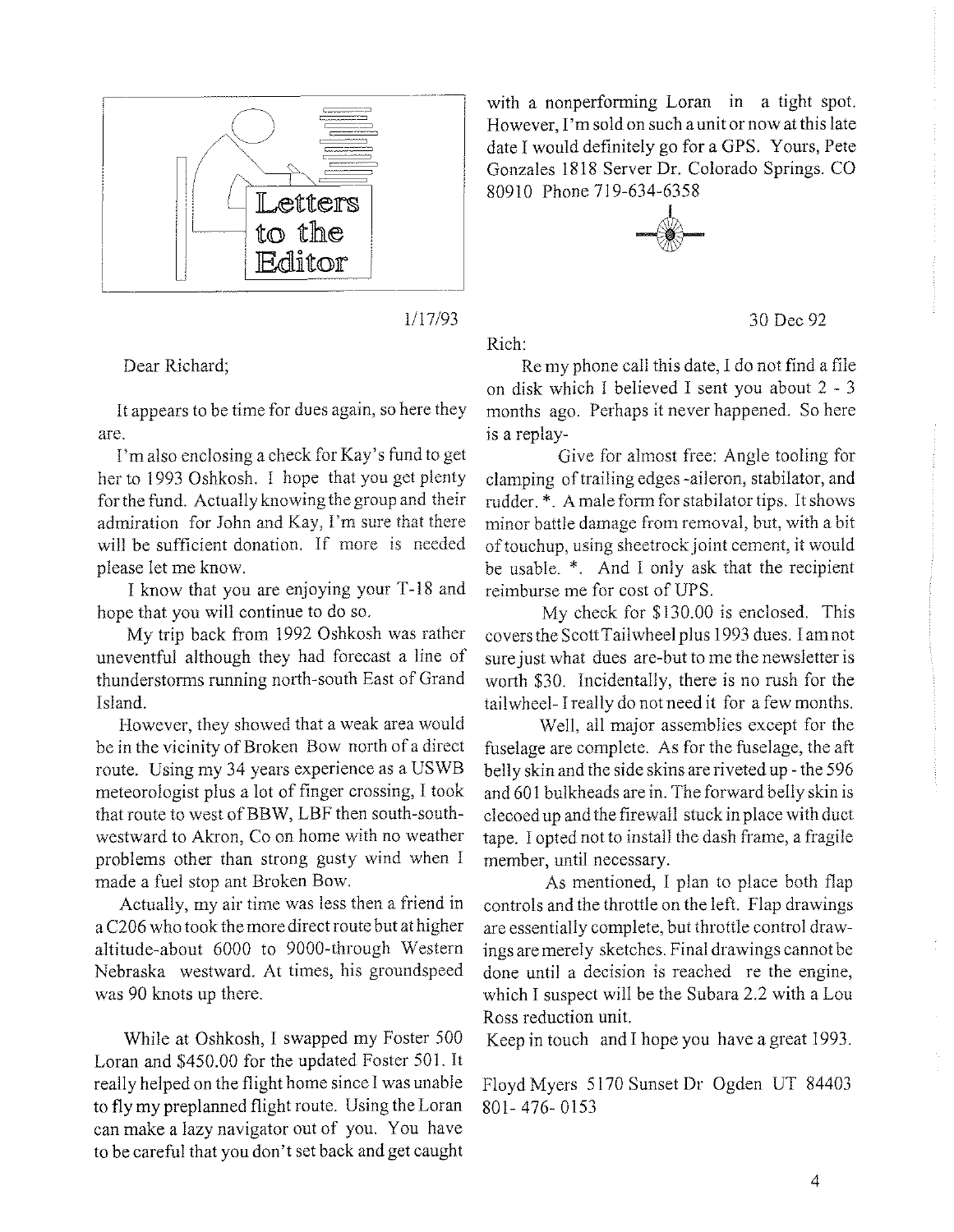# Letters to the Editor

1/17/93

Dear Richard;

It appears to be time for dues again, so here they are.

I'm also enclosing a check for Kay's fund to get her to 1993 Oshkosh. I hope that you get plenty for the fund. Actually knowing the group and their admiration for John and Kay, I'm sure that there will be sufficient donation. If more is needed please let me know.

I know that you are enjoying your T-18 and hope that you will continue to do so.

My trip back from 1992 Oshkosh was rather uneventful although they had forecast a line of thunderstorms running north-south East of Grand Island.

However, they showed that a weak area would be in the vicinity of Broken Bow north of a direct route. Using my 34 years experience as a USWB meteorologist plus a lot of finger crossing, I took that route to west of BBW, LBF then south-southwestward to Akron, Co on home with no weather problems other than strong gusty wind when I made a fuel stop ant Broken Bow.

Actually, my air time was less then a friend in a C206 who took the more direct route but at higher altitude-about 6000 to 9000-through Western Nebraska westward. At times, his groundspeed was 90 knots up there.

While at Oshkosh, I swapped my Foster 500 Loran and $450.00 for the updated Foster 501. It really helped on the flight home since I was unable to fly my preplanned flight route. Using the Loran can make a lazy navigator out of you. You have to be careful that you don't set back and get caught with a nonperforming Loran in a tight spot. However, I'm sold on such a unit or now at this late date I would definitely go for a GPS. Yours, Pete Gonzales 1818 Server Dr. Colorado Springs. CO 80910 Phone 719-634-6358

30 Dec 92

Rich:

Re my phone call this date, I do not find a file on disk which I believed I sent you about 2 - 3 months ago. Perhaps it never happened. So here is a replay-

Give for almost free: Angle tooling for clamping of trailing edges -aileron, stabilator, and rudder. *. A male form for stabilator tips. It shows minor battle damage from removal, but, with a bit of touchup, using sheetrock joint cement, it would be usable. *. And I only ask that the recipient reimburse me for cost of UPS.

My check for $130.00 is enclosed. This covers the Scott Tailwheel plus 1993 dues. I am not sure just what dues are-but to me the newsletter is worth $30. Incidentally, there is no rush for the tailwheel- I really do not need it for a few months.

Well, all major assemblies except for the fuselage are complete. As for the fuselage, the aft belly skin and the side skins are riveted up - the 596 and 601 bulkheads are in. The forward belly skin is clecoed up and the firewall stuck in place with duct tape. I opted not to install the dash frame, a fragile member, until necessary.

As mentioned, I plan to place both flap controls and the throttle on the left. Flap drawings are essentially complete, but throttle control drawings are merely sketches. Final drawings cannot be done until a decision is reached re the engine, which I suspect will be the Subara 2.2 with a Lou Ross reduction unit.

Keep in touch and I hope you have a great 1993.

Floyd Myers 5170 Sunset Dr Ogden UT 84403 801- 476- 0153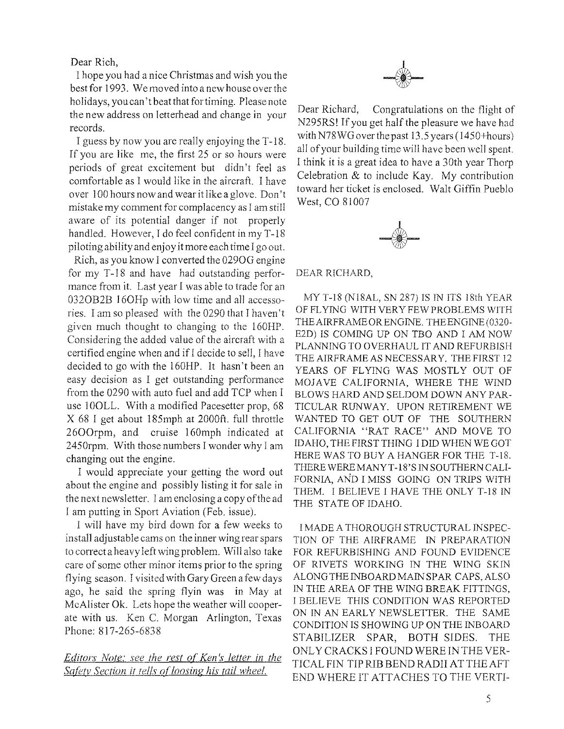Dear Rich,

I hope you had a nice Christmas and wish you the best for 1993. We moved into a new house over the holidays, you can't beat that for timing. Please note the new address on letterhead and change in your records.

I guess by now you are really enjoying the T-18. If you are like me, the first 25 or so hours were periods of great excitement but didn't feel as comfortable as I would like in the aircraft. I have over 100 hours now and wear it like a glove. Don't mistake my comment for complacency as I am still aware of its potential danger if not properly handled. However, I do feel confident in my T-18 piloting ability and enjoy it more each time I go out.

Rich, as you know I converted the 0290G engine for my T-18 and have had outstanding performance from it. Last year I was able to trade for an 0320B2B 160Hp with low time and all accessories. I am so pleased with the 0290 that I haven't given much thought to changing to the 160HP. Considering the added value of the aircraft with a certified engine when and if I decide to sell, I have decided to go with the 160HP. It hasn't been an easy decision as I get outstanding performance from the 0290 with auto fuel and add TCP when I use 100LL. With a modified Pacesetter prop, 68 X 68 I get about 185mph at 2000ft. full throttle 2600rpm, and cruise 160mph indicated at 2450rpm. With those numbers I wonder why I am changing out the engine.

I would appreciate your getting the word out about the engine and possibly listing it for sale in the next newsletter. I am enclosing a copy of the ad I am putting in Sport Aviation (Feb. issue).

I will have my bird down for a few weeks to install adjustable cams on the inner wing rear spars to correct a heavy left wing problem. Will also take care of some other minor items prior to the spring flying season. I visited with Gary Green a few days ago, he said the spring flyin was in May at McAlister Ok. Lets hope the weather will cooperate with us. Ken C. Morgan Arlington, Texas Phone: 817-265-6838

*Editors Note: see the rest of Ken's letter in the Safety Section it tells of loosing his tail wheel.*

Dear Richard, Congratulations on the flight of N295RS! If you get half the pleasure we have had with N78WG over the past 13.5 years (1450+hours) all of your building time will have been well spent. I think it is a great idea to have a 30th year Thorp Celebration & to include Kay. My contribution toward her ticket is enclosed. Walt Giffin Pueblo West, CO 81007

DEAR RICHARD,

MY T-18 (N18AL, SN 287) IS IN ITS 18th YEAR OF FLYING WITH VERY FEW PROBLEMS WITH THE AIRFRAME OR ENGINE. THE ENGINE (0320-E2D) IS COMING UP ON TBO AND I AM NOW PLANNING TO OVERHAUL IT AND REFURBISH THE AIRFRAME AS NECESSARY. THE FIRST 12 YEARS OF FLYING WAS MOSTLY OUT OF MOJAVE CALIFORNIA, WHERE THE WIND BLOWS HARD AND SELDOM DOWN ANY PARTICULAR RUNWAY. UPON RETIREMENT WE WANTED TO GET OUT OF THE SOUTHERN CALIFORNIA "RAT RACE" AND MOVE TO IDAHO, THE FIRST THING I DID WHEN WE GOT HERE WAS TO BUY A HANGER FOR THE T-18. THERE WERE MANY T-18'S IN SOUTHERN CALIFORNIA, AND I MISS GOING ON TRIPS WITH THEM. I BELIEVE I HAVE THE ONLY T-18 IN THE STATE OF IDAHO.

I MADE A THOROUGH STRUCTURAL INSPECTION OF THE AIRFRAME IN PREPARATION FOR REFURBISHING AND FOUND EVIDENCE OF RIVETS WORKING IN THE WING SKIN ALONG THE INBOARD MAIN SPAR CAPS, ALSO IN THE AREA OF THE WING BREAK FITTINGS, I BELIEVE THIS CONDITION WAS REPORTED ON IN AN EARLY NEWSLETTER. THE SAME CONDITION IS SHOWING UP ON THE INBOARD STABILIZER SPAR, BOTH SIDES. THE ONLY CRACKS I FOUND WERE IN THE VERTICAL FIN TIP RIB BEND RADII AT THE AFT END WHERE IT ATTACHES TO THE VERTI-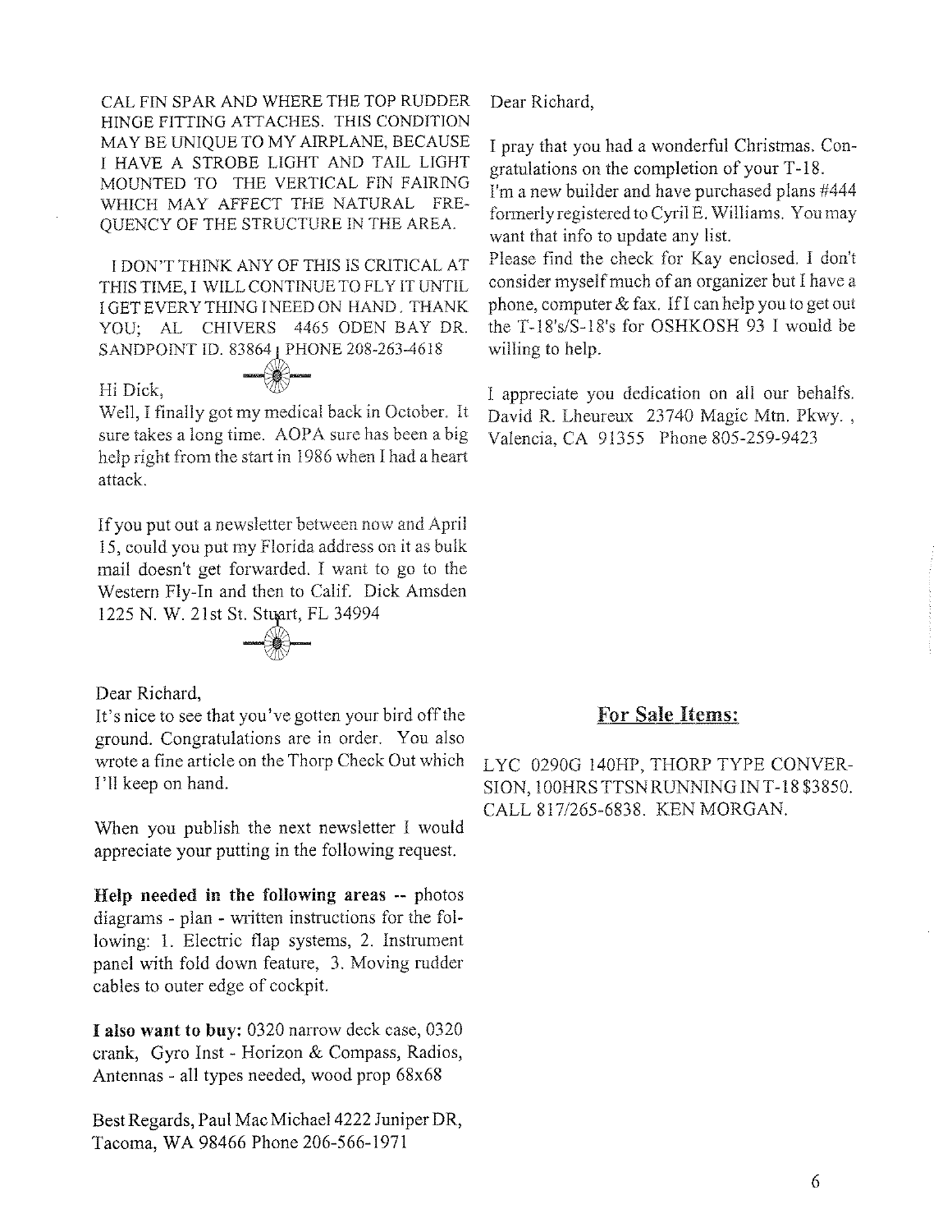CAL FIN SPAR AND WHERE THE TOP RUDDER HINGE FITTING ATTACHES. THIS CONDITION MAY BE UNIQUE TO MY AIRPLANE, BECAUSE I HAVE A STROBE LIGHT AND TAIL LIGHT MOUNTED TO THE VERTICAL FIN FAIRING WHICH MAY AFFECT THE NATURAL FREQUENCY OF THE STRUCTURE IN THE AREA.

I DON'T THINK ANY OF THIS IS CRITICAL AT THIS TIME, I WILL CONTINUE TO FLY IT UNTIL I GET EVERY THING I NEED ON HAND. THANK YOU; AL CHIVERS 4465 ODEN BAY DR. SANDPOINT ID. 83864 PHONE 208-263-4618

Hi Dick,

Well, I finally got my medical back in October. It sure takes a long time. AOPA sure has been a big help right from the start in 1986 when I had a heart attack.

If you put out a newsletter between now and April 15, could you put my Florida address on it as bulk mail doesn't get forwarded. I want to go to the Western Fly-In and then to Calif. Dick Amsden 1225 N. W. 21st St. Stuart, FL 34994

Dear Richard,

It's nice to see that you've gotten your bird off the ground. Congratulations are in order. You also wrote a fine article on the Thorp Check Out which I'll keep on hand.

When you publish the next newsletter I would appreciate your putting in the following request.

**Help needed in the following areas** -- photos diagrams - plan - written instructions for the following: 1. Electric flap systems, 2. Instrument panel with fold down feature, 3. Moving rudder cables to outer edge of cockpit.

**I also want to buy:** 0320 narrow deck case, 0320 crank, Gyro Inst - Horizon & Compass, Radios, Antennas - all types needed, wood prop 68x68

Best Regards, Paul Mac Michael 4222 Juniper DR, Tacoma, WA 98466 Phone 206-566-1971

Dear Richard,

I pray that you had a wonderful Christmas. Congratulations on the completion of your T-18.

I'm a new builder and have purchased plans #444 formerly registered to Cyril E. Williams. You may want that info to update any list.

Please find the check for Kay enclosed. I don't consider myself much of an organizer but I have a phone, computer & fax. If I can help you to get out the T-18's/S-18's for OSHKOSH 93 I would be willing to help.

I appreciate you dedication on all our behalfs. David R. Lheureux 23740 Magic Mtn. Pkwy., Valencia, CA 91355 Phone 805-259-9423

## For Sale Items:

LYC 0290G 140HP, THORP TYPE CONVERSION, 100HRS TTSN RUNNING IN T-18 $3850. CALL 817/265-6838. KEN MORGAN.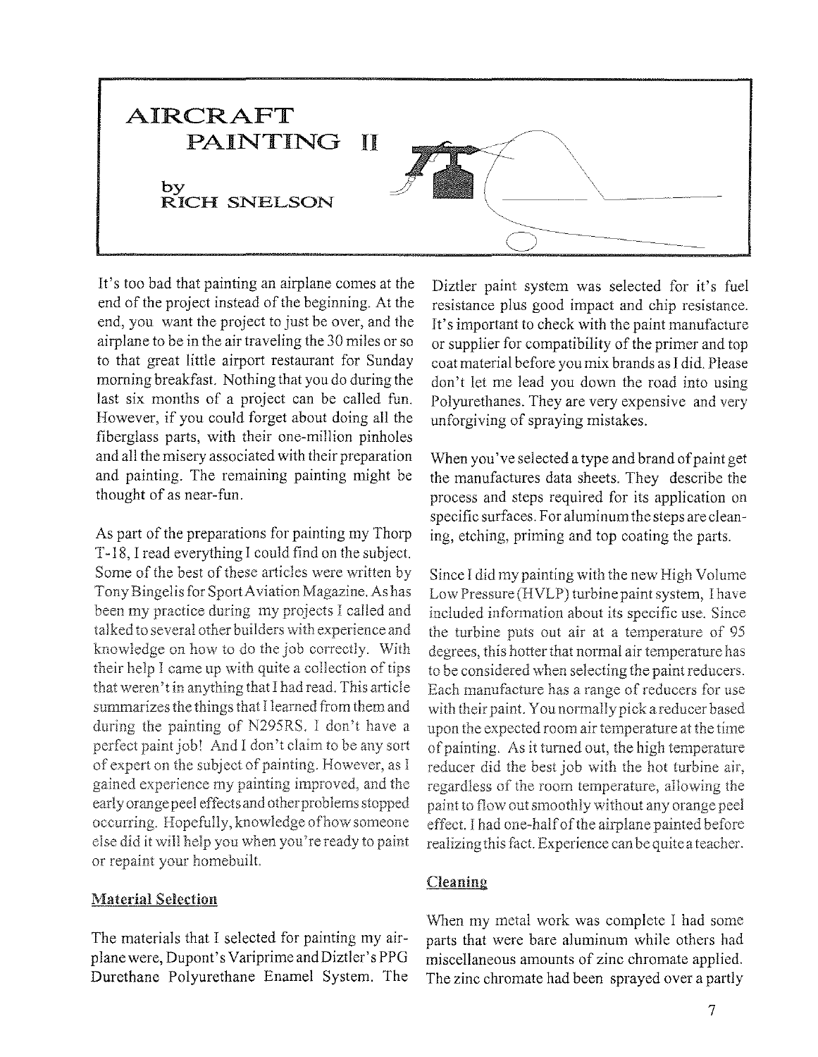# AIRCRAFT PAINTING II

by
RICH SNELSON

It's too bad that painting an airplane comes at the end of the project instead of the beginning. At the end, you want the project to just be over, and the airplane to be in the air traveling the 30 miles or so to that great little airport restaurant for Sunday morning breakfast. Nothing that you do during the last six months of a project can be called fun. However, if you could forget about doing all the fiberglass parts, with their one-million pinholes and all the misery associated with their preparation and painting. The remaining painting might be thought of as near-fun.

As part of the preparations for painting my Thorp T-18, I read everything I could find on the subject. Some of the best of these articles were written by Tony Bingelis for Sport Aviation Magazine. As has been my practice during my projects I called and talked to several other builders with experience and knowledge on how to do the job correctly. With their help I came up with quite a collection of tips that weren't in anything that I had read. This article summarizes the things that I learned from them and during the painting of N295RS. I don't have a perfect paint job! And I don't claim to be any sort of expert on the subject of painting. However, as I gained experience my painting improved, and the early orange peel effects and other problems stopped occurring. Hopefully, knowledge of how someone else did it will help you when you're ready to paint or repaint your homebuilt.

## Material Selection

The materials that I selected for painting my airplane were, Dupont's Variprime and Diztler's PPG Durethane Polyurethane Enamel System. The Diztler paint system was selected for it's fuel resistance plus good impact and chip resistance. It's important to check with the paint manufacture or supplier for compatibility of the primer and top coat material before you mix brands as I did. Please don't let me lead you down the road into using Polyurethanes. They are very expensive and very unforgiving of spraying mistakes.

When you've selected a type and brand of paint get the manufactures data sheets. They describe the process and steps required for its application on specific surfaces. For aluminum the steps are cleaning, etching, priming and top coating the parts.

Since I did my painting with the new High Volume Low Pressure (HVLP) turbine paint system, I have included information about its specific use. Since the turbine puts out air at a temperature of 95 degrees, this hotter that normal air temperature has to be considered when selecting the paint reducers. Each manufacture has a range of reducers for use with their paint. You normally pick a reducer based upon the expected room air temperature at the time of painting. As it turned out, the high temperature reducer did the best job with the hot turbine air, regardless of the room temperature, allowing the paint to flow out smoothly without any orange peel effect. I had one-half of the airplane painted before realizing this fact. Experience can be quite a teacher.

## Cleaning

When my metal work was complete I had some parts that were bare aluminum while others had miscellaneous amounts of zinc chromate applied. The zinc chromate had been sprayed over a partly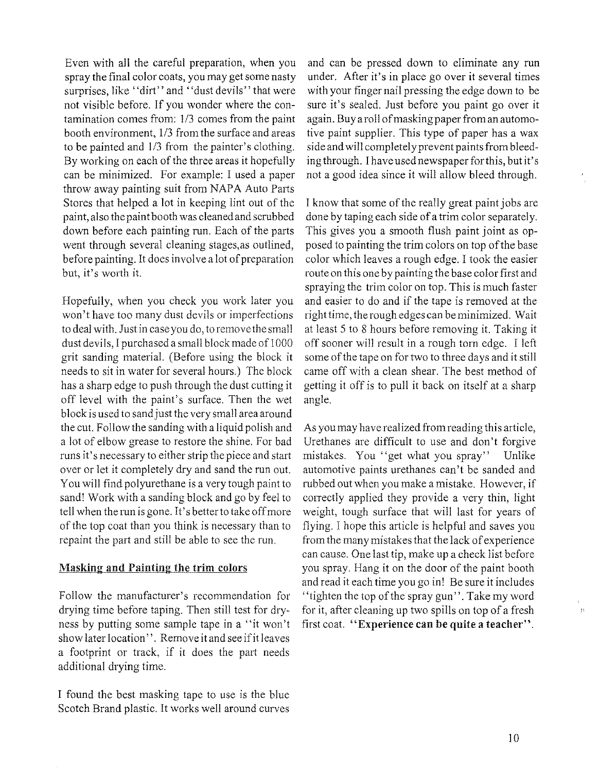Even with all the careful preparation, when you spray the final color coats, you may get some nasty surprises, like "dirt" and "dust devils" that were not visible before. If you wonder where the contamination comes from: 1/3 comes from the paint booth environment, 1/3 from the surface and areas to be painted and 1/3 from the painter's clothing. By working on each of the three areas it hopefully can be minimized. For example: I used a paper throw away painting suit from NAPA Auto Parts Stores that helped a lot in keeping lint out of the paint, also the paint booth was cleaned and scrubbed down before each painting run. Each of the parts went through several cleaning stages,as outlined, before painting. It does involve a lot of preparation but, it's worth it.

Hopefully, when you check you work later you won't have too many dust devils or imperfections to deal with. Just in case you do, to remove the small dust devils, I purchased a small block made of 1000 grit sanding material. (Before using the block it needs to sit in water for several hours.) The block has a sharp edge to push through the dust cutting it off level with the paint's surface. Then the wet block is used to sand just the very small area around the cut. Follow the sanding with a liquid polish and a lot of elbow grease to restore the shine. For bad runs it's necessary to either strip the piece and start over or let it completely dry and sand the run out. You will find polyurethane is a very tough paint to sand! Work with a sanding block and go by feel to tell when the run is gone. It's better to take off more of the top coat than you think is necessary than to repaint the part and still be able to see the run.

## Masking and Painting the trim colors

Follow the manufacturer's recommendation for drying time before taping. Then still test for dryness by putting some sample tape in a "it won't show later location". Remove it and see if it leaves a footprint or track, if it does the part needs additional drying time.

I found the best masking tape to use is the blue Scotch Brand plastic. It works well around curves and can be pressed down to eliminate any run under. After it's in place go over it several times with your finger nail pressing the edge down to be sure it's sealed. Just before you paint go over it again. Buy a roll of masking paper from an automotive paint supplier. This type of paper has a wax side and will completely prevent paints from bleeding through. I have used newspaper for this, but it's not a good idea since it will allow bleed through.

I know that some of the really great paint jobs are done by taping each side of a trim color separately. This gives you a smooth flush paint joint as opposed to painting the trim colors on top of the base color which leaves a rough edge. I took the easier route on this one by painting the base color first and spraying the trim color on top. This is much faster and easier to do and if the tape is removed at the right time, the rough edges can be minimized. Wait at least 5 to 8 hours before removing it. Taking it off sooner will result in a rough torn edge. I left some of the tape on for two to three days and it still came off with a clean shear. The best method of getting it off is to pull it back on itself at a sharp angle.

As you may have realized from reading this article, Urethanes are difficult to use and don't forgive mistakes. You "get what you spray" Unlike automotive paints urethanes can't be sanded and rubbed out when you make a mistake. However, if correctly applied they provide a very thin, light weight, tough surface that will last for years of flying. I hope this article is helpful and saves you from the many mistakes that the lack of experience can cause. One last tip, make up a check list before you spray. Hang it on the door of the paint booth and read it each time you go in! Be sure it includes "tighten the top of the spray gun". Take my word for it, after cleaning up two spills on top of a fresh first coat. **"Experience can be quite a teacher".**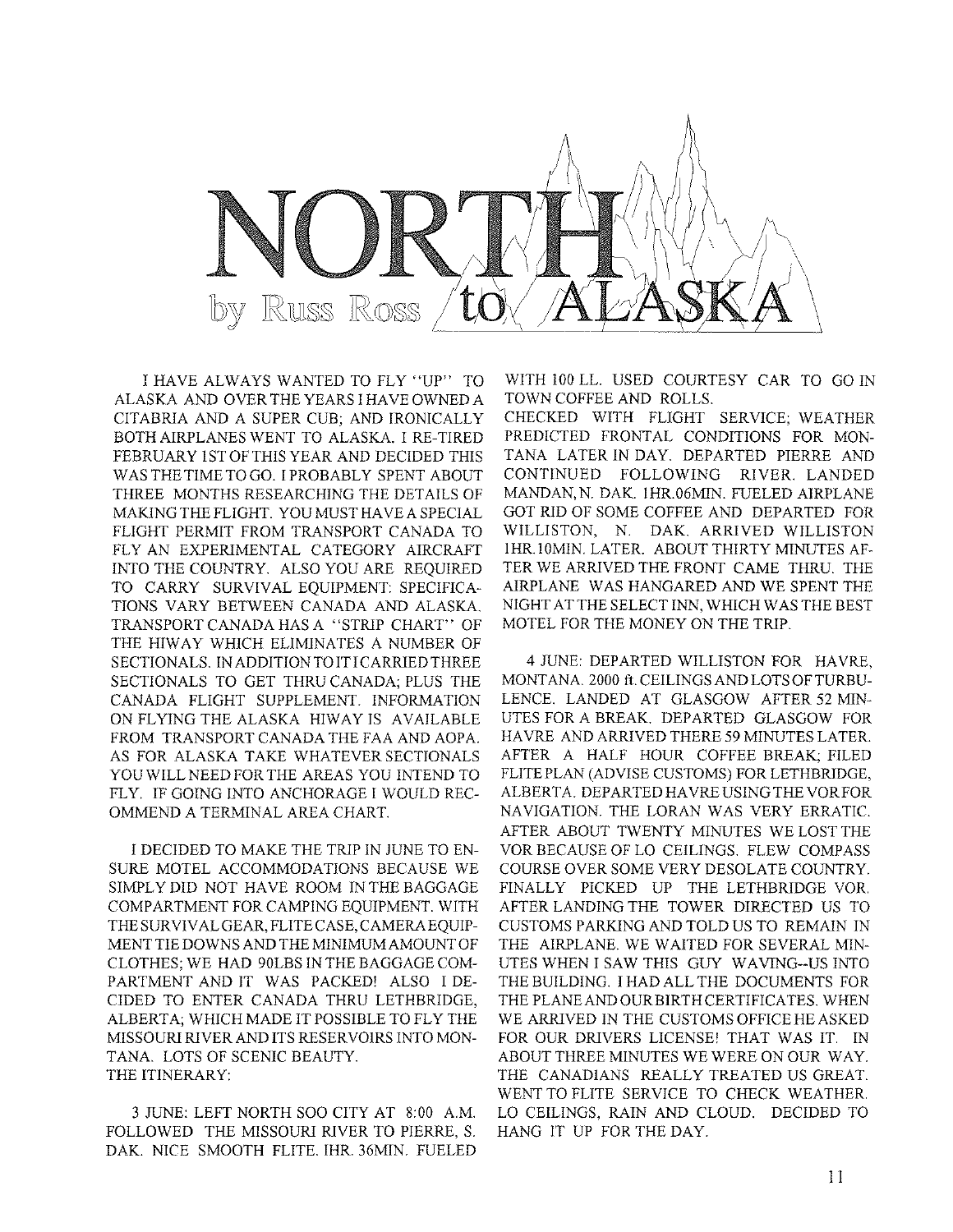# NORTH to ALASKA

by Russ Ross

I HAVE ALWAYS WANTED TO FLY "UP" TO ALASKA AND OVER THE YEARS I HAVE OWNED A CITABRIA AND A SUPER CUB; AND IRONICALLY BOTH AIRPLANES WENT TO ALASKA. I RE-TIRED FEBRUARY 1ST OF THIS YEAR AND DECIDED THIS WAS THE TIME TO GO. I PROBABLY SPENT ABOUT THREE MONTHS RESEARCHING THE DETAILS OF MAKING THE FLIGHT. YOU MUST HAVE A SPECIAL FLIGHT PERMIT FROM TRANSPORT CANADA TO FLY AN EXPERIMENTAL CATEGORY AIRCRAFT INTO THE COUNTRY. ALSO YOU ARE REQUIRED TO CARRY SURVIVAL EQUIPMENT: SPECIFICATIONS VARY BETWEEN CANADA AND ALASKA. TRANSPORT CANADA HAS A "STRIP CHART" OF THE HIWAY WHICH ELIMINATES A NUMBER OF SECTIONALS. IN ADDITION TO IT I CARRIED THREE SECTIONALS TO GET THRU CANADA; PLUS THE CANADA FLIGHT SUPPLEMENT. INFORMATION ON FLYING THE ALASKA HIWAY IS AVAILABLE FROM TRANSPORT CANADA THE FAA AND AOPA. AS FOR ALASKA TAKE WHATEVER SECTIONALS YOU WILL NEED FOR THE AREAS YOU INTEND TO FLY. IF GOING INTO ANCHORAGE I WOULD RECOMMEND A TERMINAL AREA CHART.

I DECIDED TO MAKE THE TRIP IN JUNE TO ENSURE MOTEL ACCOMMODATIONS BECAUSE WE SIMPLY DID NOT HAVE ROOM IN THE BAGGAGE COMPARTMENT FOR CAMPING EQUIPMENT. WITH THE SURVIVAL GEAR, FLITE CASE, CAMERA EQUIPMENT TIE DOWNS AND THE MINIMUM AMOUNT OF CLOTHES; WE HAD 90LBS IN THE BAGGAGE COMPARTMENT AND IT WAS PACKED! ALSO I DECIDED TO ENTER CANADA THRU LETHBRIDGE, ALBERTA; WHICH MADE IT POSSIBLE TO FLY THE MISSOURI RIVER AND ITS RESERVOIRS INTO MONTANA. LOTS OF SCENIC BEAUTY.

THE ITINERARY:

3 JUNE: LEFT NORTH SOO CITY AT 8:00 A.M. FOLLOWED THE MISSOURI RIVER TO PIERRE, S. DAK. NICE SMOOTH FLITE. 1HR. 36MIN. FUELED WITH 100 LL. USED COURTESY CAR TO GO IN TOWN COFFEE AND ROLLS.

CHECKED WITH FLIGHT SERVICE; WEATHER PREDICTED FRONTAL CONDITIONS FOR MONTANA LATER IN DAY. DEPARTED PIERRE AND CONTINUED FOLLOWING RIVER. LANDED MANDAN, N. DAK. 1HR.06MIN. FUELED AIRPLANE GOT RID OF SOME COFFEE AND DEPARTED FOR WILLISTON, N. DAK. ARRIVED WILLISTON 1HR.10MIN. LATER. ABOUT THIRTY MINUTES AFTER WE ARRIVED THE FRONT CAME THRU. THE AIRPLANE WAS HANGARED AND WE SPENT THE NIGHT AT THE SELECT INN, WHICH WAS THE BEST MOTEL FOR THE MONEY ON THE TRIP.

4 JUNE: DEPARTED WILLISTON FOR HAVRE, MONTANA. 2000 ft. CEILINGS AND LOTS OF TURBULENCE. LANDED AT GLASGOW AFTER 52 MINUTES FOR A BREAK. DEPARTED GLASGOW FOR HAVRE AND ARRIVED THERE 59 MINUTES LATER. AFTER A HALF HOUR COFFEE BREAK; FILED FLITE PLAN (ADVISE CUSTOMS) FOR LETHBRIDGE, ALBERTA. DEPARTED HAVRE USING THE VOR FOR NAVIGATION. THE LORAN WAS VERY ERRATIC. AFTER ABOUT TWENTY MINUTES WE LOST THE VOR BECAUSE OF LO CEILINGS. FLEW COMPASS COURSE OVER SOME VERY DESOLATE COUNTRY. FINALLY PICKED UP THE LETHBRIDGE VOR. AFTER LANDING THE TOWER DIRECTED US TO CUSTOMS PARKING AND TOLD US TO REMAIN IN THE AIRPLANE. WE WAITED FOR SEVERAL MINUTES WHEN I SAW THIS GUY WAVING--US INTO THE BUILDING. I HAD ALL THE DOCUMENTS FOR THE PLANE AND OUR BIRTH CERTIFICATES. WHEN WE ARRIVED IN THE CUSTOMS OFFICE HE ASKED FOR OUR DRIVERS LICENSE! THAT WAS IT. IN ABOUT THREE MINUTES WE WERE ON OUR WAY. THE CANADIANS REALLY TREATED US GREAT. WENT TO FLITE SERVICE TO CHECK WEATHER. LO CEILINGS, RAIN AND CLOUD. DECIDED TO HANG IT UP FOR THE DAY.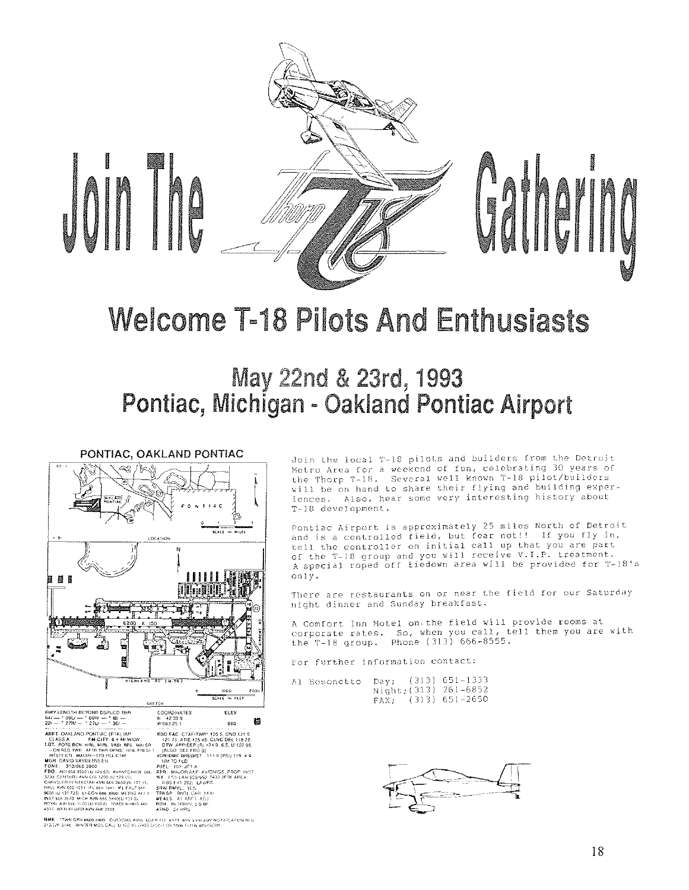# Join The Thorp T-18 Gathering

## Welcome T-18 Pilots And Enthusiasts

## May 22nd & 23rd, 1993
## Pontiac, Michigan - Oakland Pontiac Airport

**PONTIAC, OAKLAND PONTIAC**

Join the local T-18 pilots and builders from the Detroit Metro Area for a weekend of fun, celebrating 30 years of the Thorp T-18. Several well known T-18 pilot/builders will be on hand to share their flying and building experiences. Also, hear some very interesting history about T-18 development.

Pontiac Airport is approximately 25 miles North of Detroit and is a controlled field, but fear not!! If you fly in, tell the controller on initial call up that you are part of the T-18 group and you will receive V.I.P. treatment. A special roped off tiedown area will be provided for T-18's only.

There are restaurants on or near the field for our Saturday night dinner and Sunday breakfast.

A Comfort Inn Motel on the field will provide rooms at corporate rates. So, when you call, tell them you are with the T-18 group. Phone (313) 666-8555.

For further information contact:

Al Bosonetto Day; (313) 651-1333
Night; (313) 261-6852
FAX; (313) 651-2650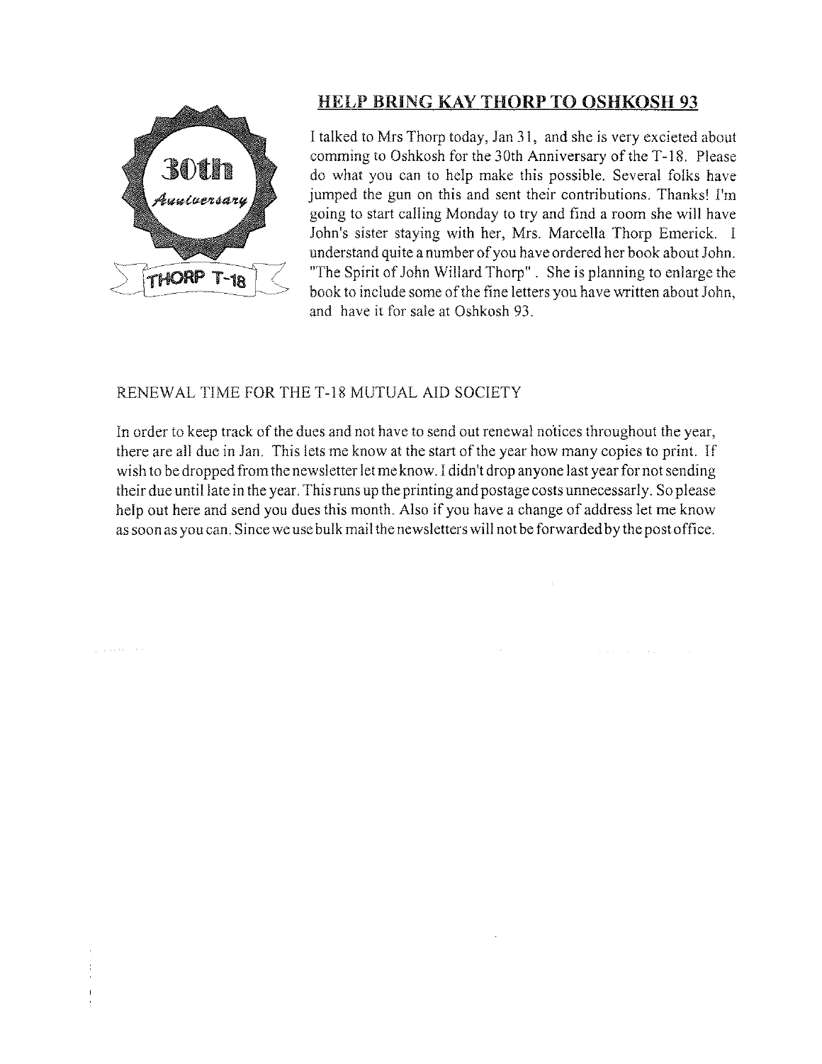## HELP BRING KAY THORP TO OSHKOSH 93

I talked to Mrs Thorp today, Jan 31, and she is very excieted about comming to Oshkosh for the 30th Anniversary of the T-18. Please do what you can to help make this possible. Several folks have jumped the gun on this and sent their contributions. Thanks! I'm going to start calling Monday to try and find a room she will have John's sister staying with her, Mrs. Marcella Thorp Emerick. I understand quite a number of you have ordered her book about John. "The Spirit of John Willard Thorp" . She is planning to enlarge the book to include some of the fine letters you have written about John, and have it for sale at Oshkosh 93.

RENEWAL TIME FOR THE T-18 MUTUAL AID SOCIETY

In order to keep track of the dues and not have to send out renewal notices throughout the year, there are all due in Jan. This lets me know at the start of the year how many copies to print. If wish to be dropped from the newsletter let me know. I didn't drop anyone last year for not sending their due until late in the year. This runs up the printing and postage costs unnecessarly. So please help out here and send you dues this month. Also if you have a change of address let me know as soon as you can. Since we use bulk mail the newsletters will not be forwarded by the post office.